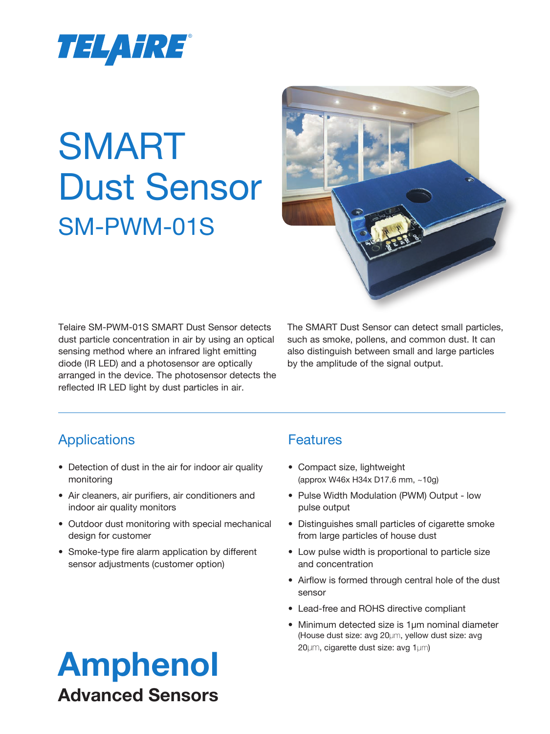TELAIRE®

# SMART Dust Sensor

## SM-PWM-01S

Telaire SM-PWM-01S SMART Dust Sensor detects dust particle concentration in air by using an optical sensing method where an infrared light emitting diode (IR LED) and a photosensor are optically arranged in the device. The photosensor detects the reflected IR LED light by dust particles in air.

The SMART Dust Sensor can detect small particles, such as smoke, pollens, and common dust. It can also distinguish between small and large particles by the amplitude of the signal output.

---

## Applications

- Detection of dust in the air for indoor air quality monitoring
- Air cleaners, air purifiers, air conditioners and indoor air quality monitors
- Outdoor dust monitoring with special mechanical design for customer
- Smoke-type fire alarm application by different sensor adjustments (customer option)

## Features

- Compact size, lightweight (approx W46x H34x D17.6 mm, ~10g)
- Pulse Width Modulation (PWM) Output - low pulse output
- Distinguishes small particles of cigarette smoke from large particles of house dust
- Low pulse width is proportional to particle size and concentration
- Airflow is formed through central hole of the dust sensor
- Lead-free and ROHS directive compliant
- Minimum detected size is 1μm nominal diameter (House dust size: avg 20μm, yellow dust size: avg 20μm, cigarette dust size: avg 1μm)

**Amphenol**

**Advanced Sensors**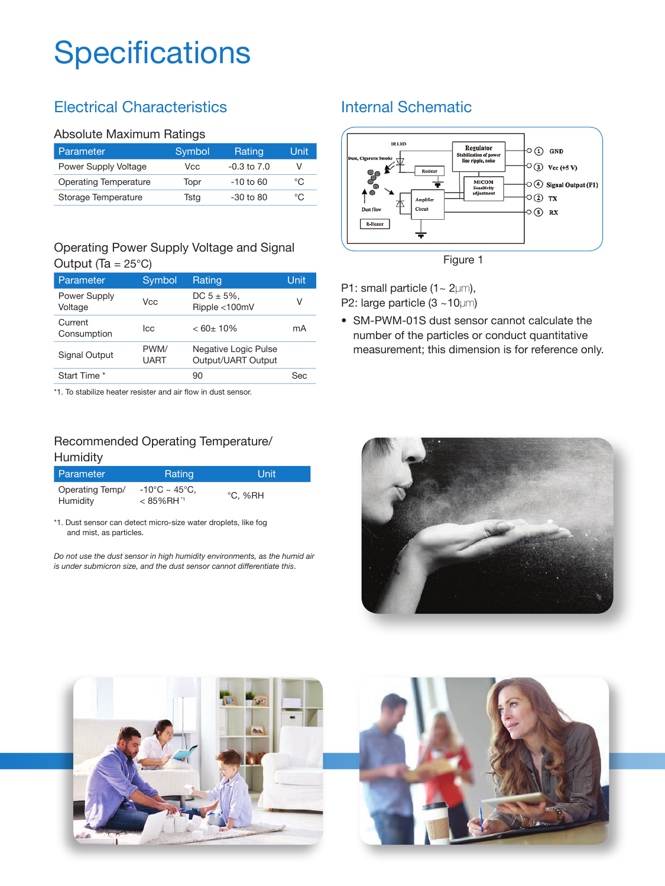# Specifications

## Electrical Characteristics

### Absolute Maximum Ratings

| Parameter | Symbol | Rating | Unit |
|---|---|---|---|
| Power Supply Voltage | Vcc | -0.3 to 7.0 | V |
| Operating Temperature | Topr | -10 to 60 | °C |
| Storage Temperature | Tstg | -30 to 80 | °C |

### Operating Power Supply Voltage and Signal Output (Ta = 25°C)

| Parameter | Symbol | Rating | Unit |
|---|---|---|---|
| Power Supply Voltage | Vcc | DC 5 ± 5%, Ripple <100mV | V |
| Current Consumption | Icc | < 60± 10% | mA |
| Signal Output | PWM/ UART | Negative Logic Pulse Output/UART Output | |
| Start Time * | | 90 | Sec |

*1. To stabilize heater resister and air flow in dust sensor.

### Recommended Operating Temperature/ Humidity

| Parameter | Rating | Unit |
|---|---|---|
| Operating Temp/ Humidity | -10°C ~ 45°C, < 85%RH *1 | °C, %RH |

*1. Dust sensor can detect micro-size water droplets, like fog and mist, as particles.

*Do not use the dust sensor in high humidity environments, as the humid air is under submicron size, and the dust sensor cannot differentiate this.*

## Internal Schematic

IR LED, Dust, Cigarette Smoke, Resister, Regulator (Stabilization of power line ripple, noise), MICOM (Sensitivity adjustment), Amplifier Circuit, Dust flow, R-Heater

① GND
③ Vcc (+5 V)
④ Signal Output (P1)
② TX
⑤ RX

Figure 1

P1: small particle (1~ 2μm),
P2: large particle (3 ~10μm)

- SM-PWM-01S dust sensor cannot calculate the number of the particles or conduct quantitative measurement; this dimension is for reference only.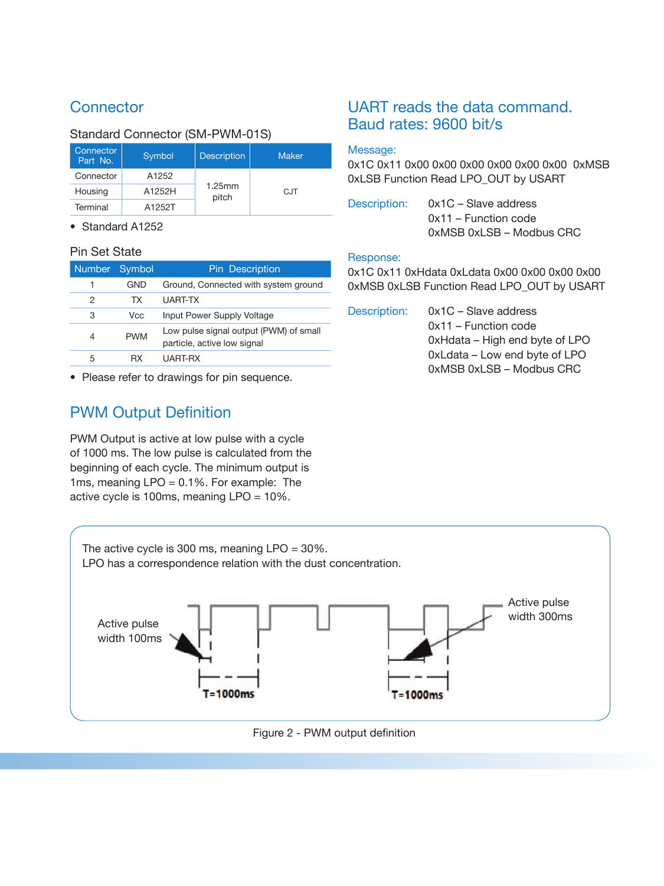## Connector

### Standard Connector (SM-PWM-01S)

| Connector Part No. | Symbol | Description | Maker |
|---|---|---|---|
| Connector | A1252 | 1.25mm pitch | CJT |
| Housing | A1252H | | |
| Terminal | A1252T | | |

- Standard A1252

### Pin Set State

| Number | Symbol | Pin Description |
|---|---|---|
| 1 | GND | Ground, Connected with system ground |
| 2 | TX | UART-TX |
| 3 | Vcc | Input Power Supply Voltage |
| 4 | PWM | Low pulse signal output (PWM) of small particle, active low signal |
| 5 | RX | UART-RX |

- Please refer to drawings for pin sequence.

## PWM Output Definition

PWM Output is active at low pulse with a cycle of 1000 ms. The low pulse is calculated from the beginning of each cycle. The minimum output is 1ms, meaning LPO = 0.1%. For example: The active cycle is 100ms, meaning LPO = 10%.

The active cycle is 300 ms, meaning LPO = 30%.
LPO has a correspondence relation with the dust concentration.

Active pulse width 100ms

T=1000ms

T=1000ms

Active pulse width 300ms

Figure 2 - PWM output definition

## UART reads the data command. Baud rates: 9600 bit/s

**Message:**
0x1C 0x11 0x00 0x00 0x00 0x00 0x00 0x00 0xMSB 0xLSB Function Read LPO_OUT by USART

**Description:**
0x1C – Slave address
0x11 – Function code
0xMSB 0xLSB – Modbus CRC

**Response:**
0x1C 0x11 0xHdata 0xLdata 0x00 0x00 0x00 0x00 0xMSB 0xLSB Function Read LPO_OUT by USART

**Description:**
0x1C – Slave address
0x11 – Function code
0xHdata – High end byte of LPO
0xLdata – Low end byte of LPO
0xMSB 0xLSB – Modbus CRC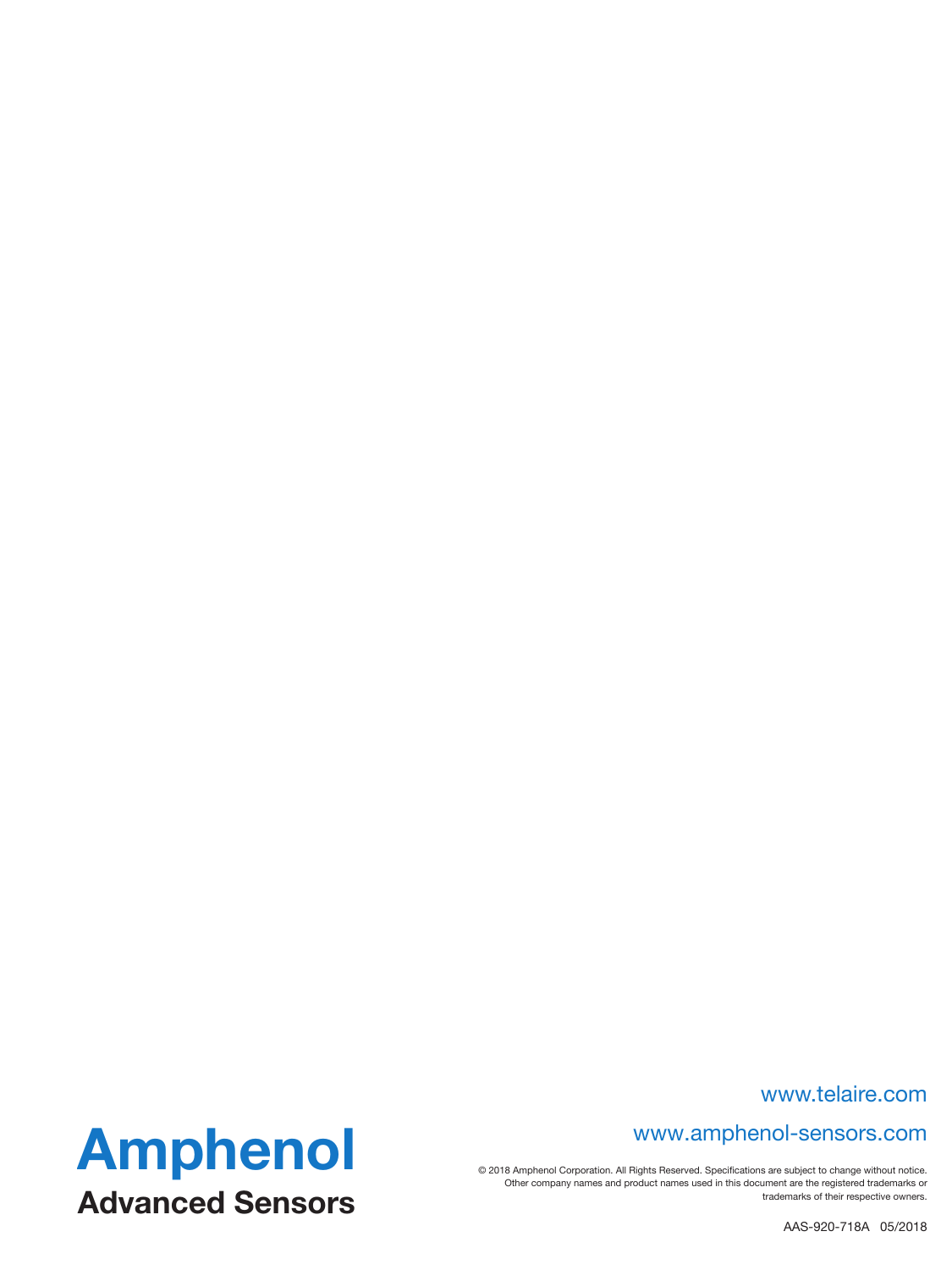www.telaire.com

www.amphenol-sensors.com

**Amphenol**

**Advanced Sensors**

© 2018 Amphenol Corporation. All Rights Reserved. Specifications are subject to change without notice. Other company names and product names used in this document are the registered trademarks or trademarks of their respective owners.

AAS-920-718A 05/2018